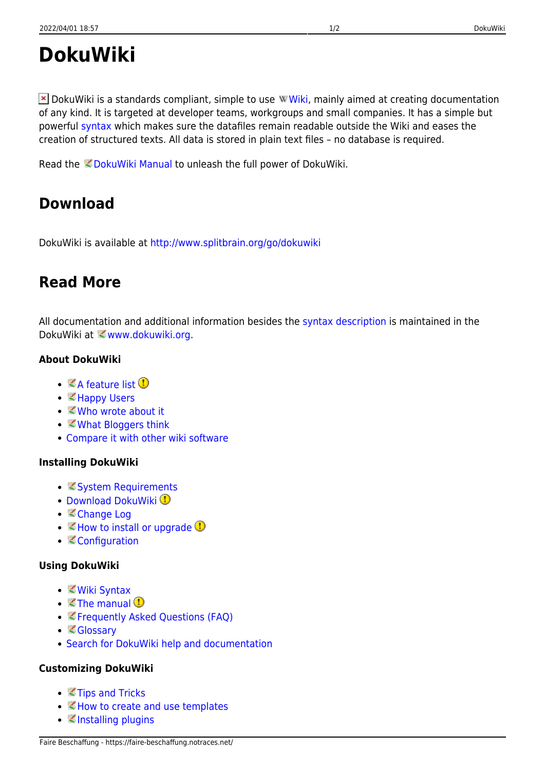# DokuWiki

DokuWiki is a standards compliant, simple to use Wiki, mainly aimed at creating documentation of any kind. It is targeted at developer teams, workgroups and small companies. It has a simple but powerful syntax which makes sure the datafiles remain readable outside the Wiki and eases the creation of structured texts. All data is stored in plain text files – no database is required.

Read the DokuWiki Manual to unleash the full power of DokuWiki.

## Download

DokuWiki is available at http://www.splitbrain.org/go/dokuwiki

## Read More

All documentation and additional information besides the syntax description is maintained in the DokuWiki at www.dokuwiki.org.

### About DokuWiki

- A feature list
- Happy Users
- Who wrote about it
- What Bloggers think
- Compare it with other wiki software

### Installing DokuWiki

- System Requirements
- Download DokuWiki
- Change Log
- How to install or upgrade
- Configuration

### Using DokuWiki

- Wiki Syntax
- The manual
- Frequently Asked Questions (FAQ)
- Glossary
- Search for DokuWiki help and documentation

### Customizing DokuWiki

- Tips and Tricks
- How to create and use templates
- Installing plugins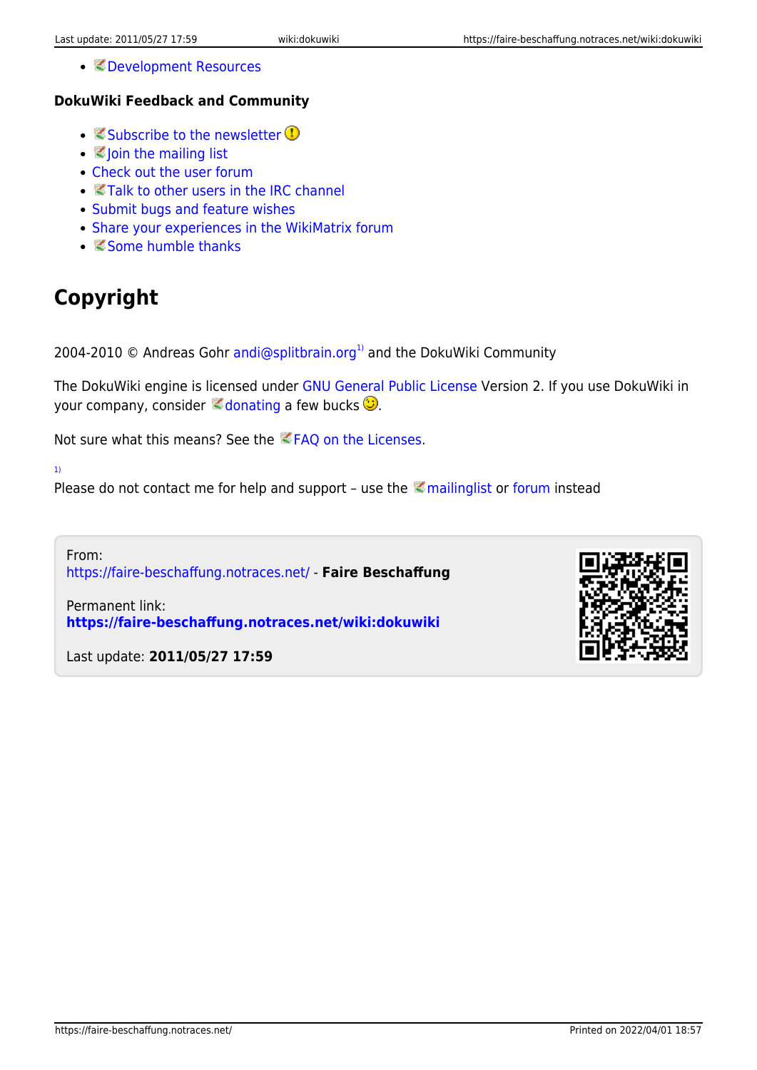- Development Resources

**DokuWiki Feedback and Community**

- Subscribe to the newsletter
- Join the mailing list
- Check out the user forum
- Talk to other users in the IRC channel
- Submit bugs and feature wishes
- Share your experiences in the WikiMatrix forum
- Some humble thanks

# Copyright

2004-2010 © Andreas Gohr andi@splitbrain.org[1] and the DokuWiki Community

The DokuWiki engine is licensed under GNU General Public License Version 2. If you use DokuWiki in your company, consider donating a few bucks.

Not sure what this means? See the FAQ on the Licenses.

[1]
Please do not contact me for help and support – use the mailinglist or forum instead

From:
https://faire-beschaffung.notraces.net/ - **Faire Beschaffung**

Permanent link:
**https://faire-beschaffung.notraces.net/wiki:dokuwiki**

Last update: **2011/05/27 17:59**